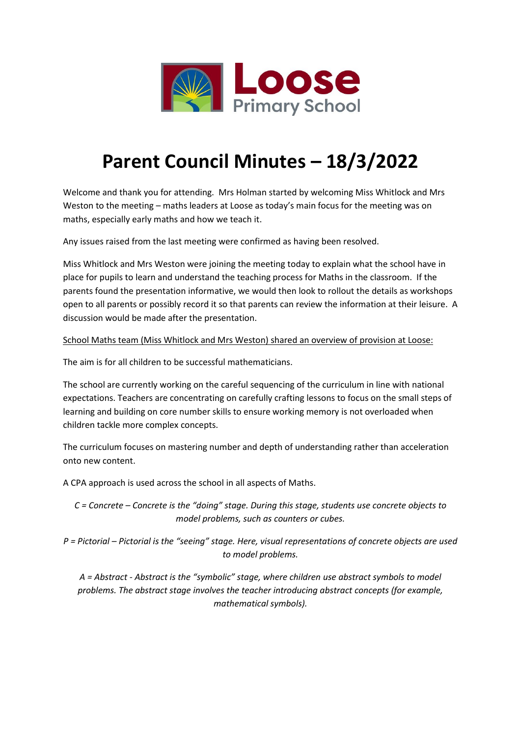# Parent Council Minutes – 18/3/2022

Welcome and thank you for attending. Mrs Holman started by welcoming Miss Whitlock and Mrs Weston to the meeting – maths leaders at Loose as today's main focus for the meeting was on maths, especially early maths and how we teach it.

Any issues raised from the last meeting were confirmed as having been resolved.

Miss Whitlock and Mrs Weston were joining the meeting today to explain what the school have in place for pupils to learn and understand the teaching process for Maths in the classroom. If the parents found the presentation informative, we would then look to rollout the details as workshops open to all parents or possibly record it so that parents can review the information at their leisure. A discussion would be made after the presentation.

<u>School Maths team (Miss Whitlock and Mrs Weston) shared an overview of provision at Loose:</u>

The aim is for all children to be successful mathematicians.

The school are currently working on the careful sequencing of the curriculum in line with national expectations. Teachers are concentrating on carefully crafting lessons to focus on the small steps of learning and building on core number skills to ensure working memory is not overloaded when children tackle more complex concepts.

The curriculum focuses on mastering number and depth of understanding rather than acceleration onto new content.

A CPA approach is used across the school in all aspects of Maths.

*C = Concrete – Concrete is the "doing" stage. During this stage, students use concrete objects to model problems, such as counters or cubes.*

*P = Pictorial – Pictorial is the "seeing" stage. Here, visual representations of concrete objects are used to model problems.*

*A = Abstract - Abstract is the "symbolic" stage, where children use abstract symbols to model problems. The abstract stage involves the teacher introducing abstract concepts (for example, mathematical symbols).*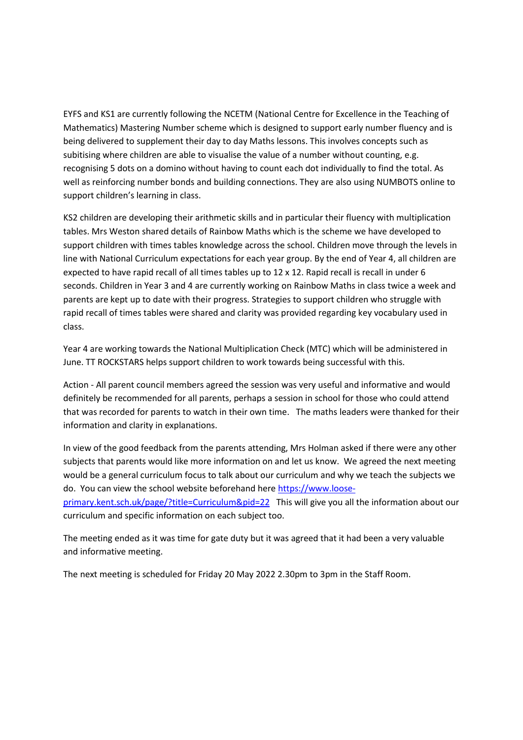EYFS and KS1 are currently following the NCETM (National Centre for Excellence in the Teaching of Mathematics) Mastering Number scheme which is designed to support early number fluency and is being delivered to supplement their day to day Maths lessons. This involves concepts such as subitising where children are able to visualise the value of a number without counting, e.g. recognising 5 dots on a domino without having to count each dot individually to find the total. As well as reinforcing number bonds and building connections. They are also using NUMBOTS online to support children's learning in class.

KS2 children are developing their arithmetic skills and in particular their fluency with multiplication tables. Mrs Weston shared details of Rainbow Maths which is the scheme we have developed to support children with times tables knowledge across the school. Children move through the levels in line with National Curriculum expectations for each year group. By the end of Year 4, all children are expected to have rapid recall of all times tables up to 12 x 12. Rapid recall is recall in under 6 seconds. Children in Year 3 and 4 are currently working on Rainbow Maths in class twice a week and parents are kept up to date with their progress. Strategies to support children who struggle with rapid recall of times tables were shared and clarity was provided regarding key vocabulary used in class.

Year 4 are working towards the National Multiplication Check (MTC) which will be administered in June. TT ROCKSTARS helps support children to work towards being successful with this.

Action - All parent council members agreed the session was very useful and informative and would definitely be recommended for all parents, perhaps a session in school for those who could attend that was recorded for parents to watch in their own time. The maths leaders were thanked for their information and clarity in explanations.

In view of the good feedback from the parents attending, Mrs Holman asked if there were any other subjects that parents would like more information on and let us know. We agreed the next meeting would be a general curriculum focus to talk about our curriculum and why we teach the subjects we do. You can view the school website beforehand here [https://www.loose-primary.kent.sch.uk/page/?title=Curriculum&pid=22](https://www.loose-primary.kent.sch.uk/page/?title=Curriculum&pid=22) This will give you all the information about our curriculum and specific information on each subject too.

The meeting ended as it was time for gate duty but it was agreed that it had been a very valuable and informative meeting.

The next meeting is scheduled for Friday 20 May 2022 2.30pm to 3pm in the Staff Room.